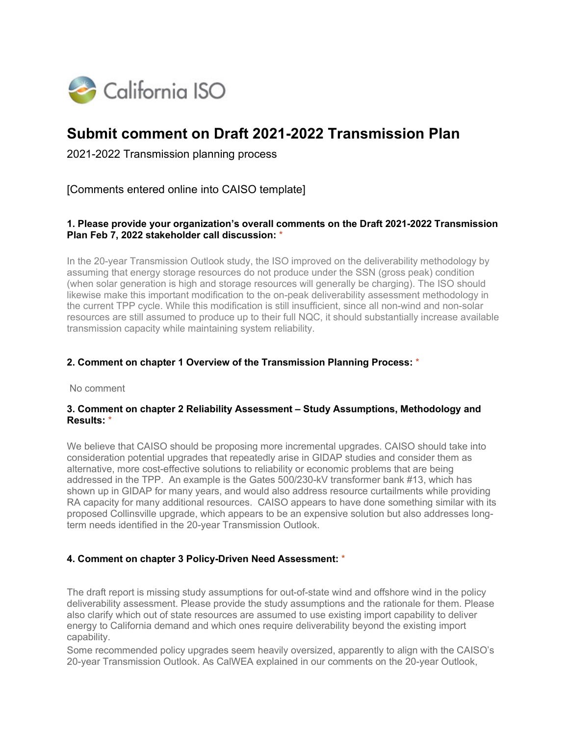California ISO

# Submit comment on Draft 2021-2022 Transmission Plan

2021-2022 Transmission planning process

[Comments entered online into CAISO template]

**1. Please provide your organization's overall comments on the Draft 2021-2022 Transmission Plan Feb 7, 2022 stakeholder call discussion:** *

In the 20-year Transmission Outlook study, the ISO improved on the deliverability methodology by assuming that energy storage resources do not produce under the SSN (gross peak) condition (when solar generation is high and storage resources will generally be charging). The ISO should likewise make this important modification to the on-peak deliverability assessment methodology in the current TPP cycle. While this modification is still insufficient, since all non-wind and non-solar resources are still assumed to produce up to their full NQC, it should substantially increase available transmission capacity while maintaining system reliability.

**2. Comment on chapter 1 Overview of the Transmission Planning Process:** *

No comment

**3. Comment on chapter 2 Reliability Assessment – Study Assumptions, Methodology and Results:** *

We believe that CAISO should be proposing more incremental upgrades. CAISO should take into consideration potential upgrades that repeatedly arise in GIDAP studies and consider them as alternative, more cost-effective solutions to reliability or economic problems that are being addressed in the TPP. An example is the Gates 500/230-kV transformer bank #13, which has shown up in GIDAP for many years, and would also address resource curtailments while providing RA capacity for many additional resources. CAISO appears to have done something similar with its proposed Collinsville upgrade, which appears to be an expensive solution but also addresses long-term needs identified in the 20-year Transmission Outlook.

**4. Comment on chapter 3 Policy-Driven Need Assessment:** *

The draft report is missing study assumptions for out-of-state wind and offshore wind in the policy deliverability assessment. Please provide the study assumptions and the rationale for them. Please also clarify which out of state resources are assumed to use existing import capability to deliver energy to California demand and which ones require deliverability beyond the existing import capability.

Some recommended policy upgrades seem heavily oversized, apparently to align with the CAISO's 20-year Transmission Outlook. As CalWEA explained in our comments on the 20-year Outlook,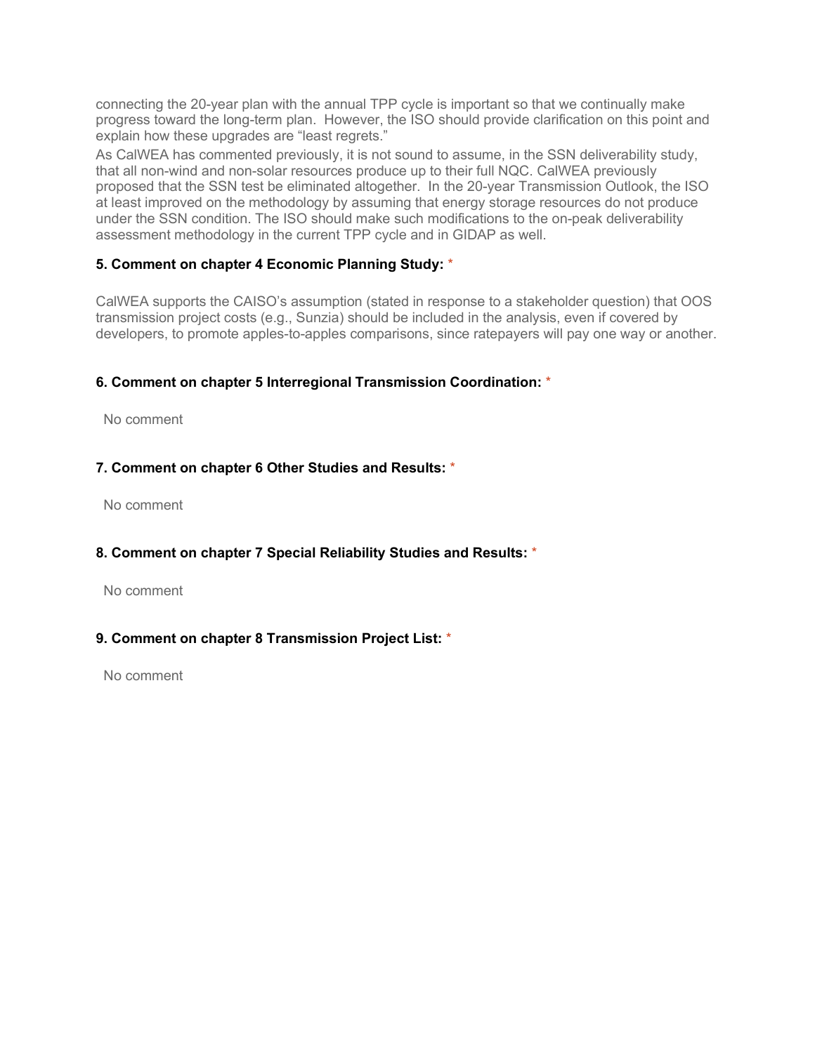connecting the 20-year plan with the annual TPP cycle is important so that we continually make progress toward the long-term plan. However, the ISO should provide clarification on this point and explain how these upgrades are "least regrets."

As CalWEA has commented previously, it is not sound to assume, in the SSN deliverability study, that all non-wind and non-solar resources produce up to their full NQC. CalWEA previously proposed that the SSN test be eliminated altogether. In the 20-year Transmission Outlook, the ISO at least improved on the methodology by assuming that energy storage resources do not produce under the SSN condition. The ISO should make such modifications to the on-peak deliverability assessment methodology in the current TPP cycle and in GIDAP as well.

**5. Comment on chapter 4 Economic Planning Study:** *

CalWEA supports the CAISO's assumption (stated in response to a stakeholder question) that OOS transmission project costs (e.g., Sunzia) should be included in the analysis, even if covered by developers, to promote apples-to-apples comparisons, since ratepayers will pay one way or another.

**6. Comment on chapter 5 Interregional Transmission Coordination:** *

No comment

**7. Comment on chapter 6 Other Studies and Results:** *

No comment

**8. Comment on chapter 7 Special Reliability Studies and Results:** *

No comment

**9. Comment on chapter 8 Transmission Project List:** *

No comment